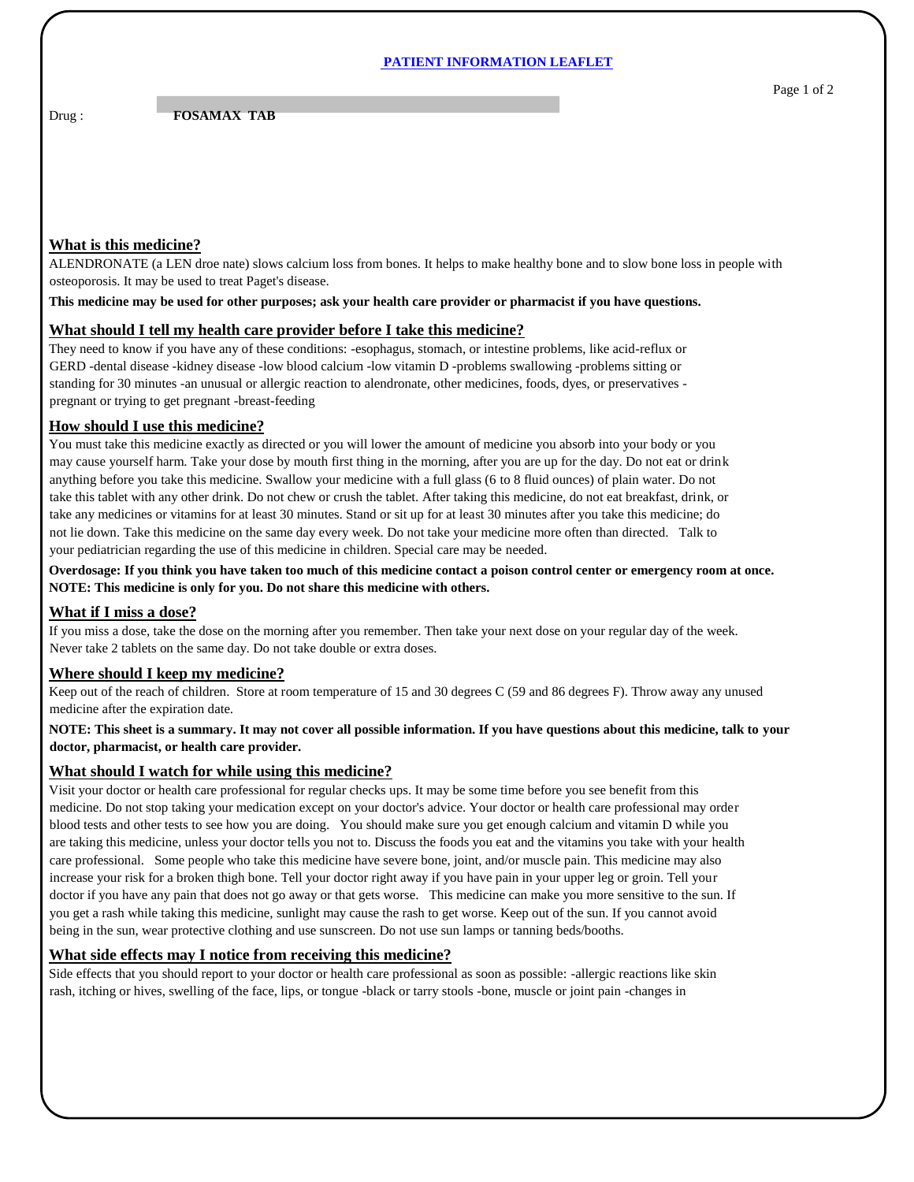# PATIENT INFORMATION LEAFLET

Drug : **FOSAMAX TAB**

## What is this medicine?

ALENDRONATE (a LEN droe nate) slows calcium loss from bones. It helps to make healthy bone and to slow bone loss in people with osteoporosis. It may be used to treat Paget's disease.

**This medicine may be used for other purposes; ask your health care provider or pharmacist if you have questions.**

## What should I tell my health care provider before I take this medicine?

They need to know if you have any of these conditions: -esophagus, stomach, or intestine problems, like acid-reflux or GERD -dental disease -kidney disease -low blood calcium -low vitamin D -problems swallowing -problems sitting or standing for 30 minutes -an unusual or allergic reaction to alendronate, other medicines, foods, dyes, or preservatives -pregnant or trying to get pregnant -breast-feeding

## How should I use this medicine?

You must take this medicine exactly as directed or you will lower the amount of medicine you absorb into your body or you may cause yourself harm. Take your dose by mouth first thing in the morning, after you are up for the day. Do not eat or drink anything before you take this medicine. Swallow your medicine with a full glass (6 to 8 fluid ounces) of plain water. Do not take this tablet with any other drink. Do not chew or crush the tablet. After taking this medicine, do not eat breakfast, drink, or take any medicines or vitamins for at least 30 minutes. Stand or sit up for at least 30 minutes after you take this medicine; do not lie down. Take this medicine on the same day every week. Do not take your medicine more often than directed. Talk to your pediatrician regarding the use of this medicine in children. Special care may be needed.

**Overdosage: If you think you have taken too much of this medicine contact a poison control center or emergency room at once.**
**NOTE: This medicine is only for you. Do not share this medicine with others.**

## What if I miss a dose?

If you miss a dose, take the dose on the morning after you remember. Then take your next dose on your regular day of the week. Never take 2 tablets on the same day. Do not take double or extra doses.

## Where should I keep my medicine?

Keep out of the reach of children. Store at room temperature of 15 and 30 degrees C (59 and 86 degrees F). Throw away any unused medicine after the expiration date.

**NOTE: This sheet is a summary. It may not cover all possible information. If you have questions about this medicine, talk to your doctor, pharmacist, or health care provider.**

## What should I watch for while using this medicine?

Visit your doctor or health care professional for regular checks ups. It may be some time before you see benefit from this medicine. Do not stop taking your medication except on your doctor's advice. Your doctor or health care professional may order blood tests and other tests to see how you are doing. You should make sure you get enough calcium and vitamin D while you are taking this medicine, unless your doctor tells you not to. Discuss the foods you eat and the vitamins you take with your health care professional. Some people who take this medicine have severe bone, joint, and/or muscle pain. This medicine may also increase your risk for a broken thigh bone. Tell your doctor right away if you have pain in your upper leg or groin. Tell your doctor if you have any pain that does not go away or that gets worse. This medicine can make you more sensitive to the sun. If you get a rash while taking this medicine, sunlight may cause the rash to get worse. Keep out of the sun. If you cannot avoid being in the sun, wear protective clothing and use sunscreen. Do not use sun lamps or tanning beds/booths.

## What side effects may I notice from receiving this medicine?

Side effects that you should report to your doctor or health care professional as soon as possible: -allergic reactions like skin rash, itching or hives, swelling of the face, lips, or tongue -black or tarry stools -bone, muscle or joint pain -changes in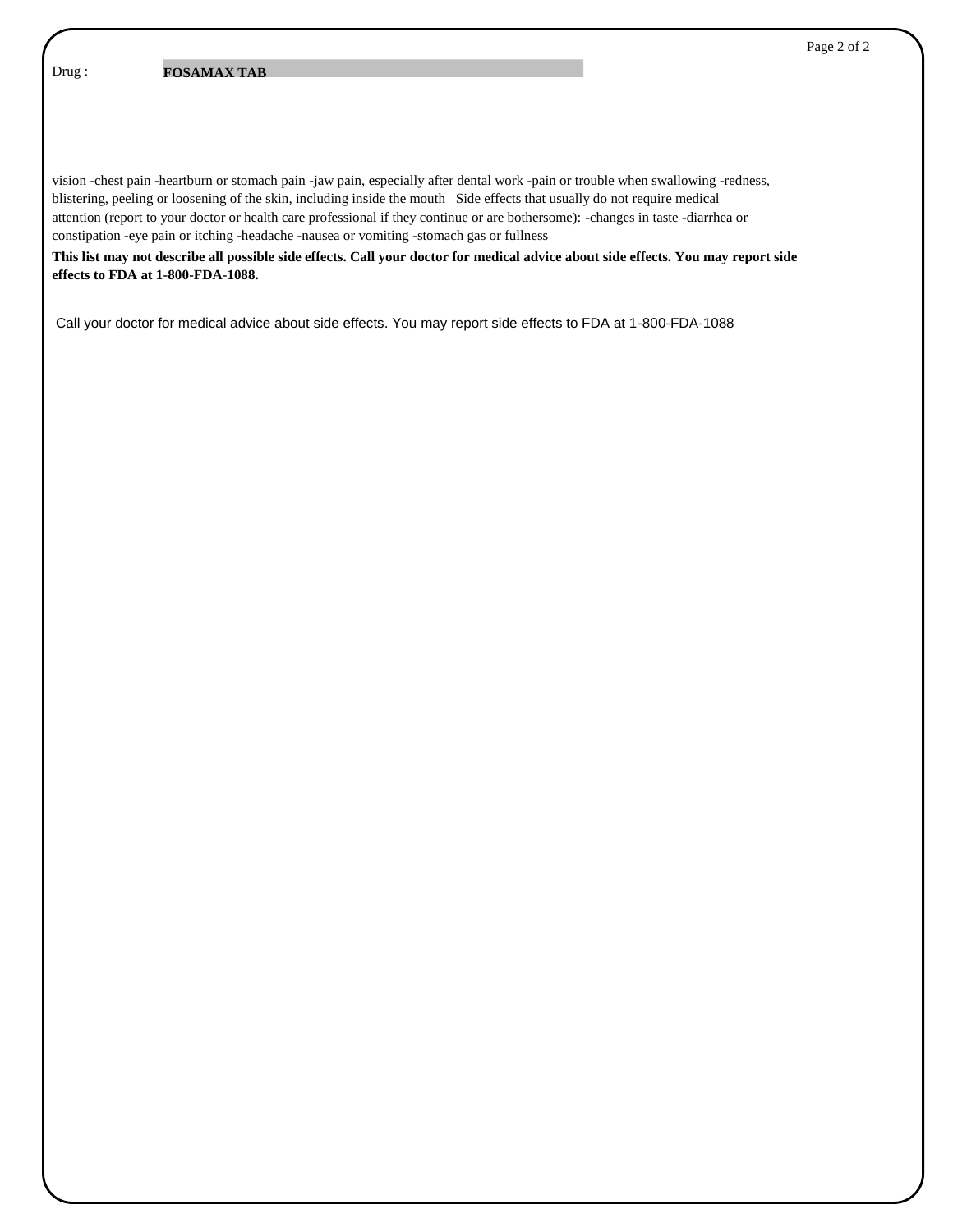Drug : **FOSAMAX TAB**

vision -chest pain -heartburn or stomach pain -jaw pain, especially after dental work -pain or trouble when swallowing -redness, blistering, peeling or loosening of the skin, including inside the mouth   Side effects that usually do not require medical attention (report to your doctor or health care professional if they continue or are bothersome): -changes in taste -diarrhea or constipation -eye pain or itching -headache -nausea or vomiting -stomach gas or fullness

**This list may not describe all possible side effects. Call your doctor for medical advice about side effects. You may report side effects to FDA at 1-800-FDA-1088.**

Call your doctor for medical advice about side effects. You may report side effects to FDA at 1-800-FDA-1088